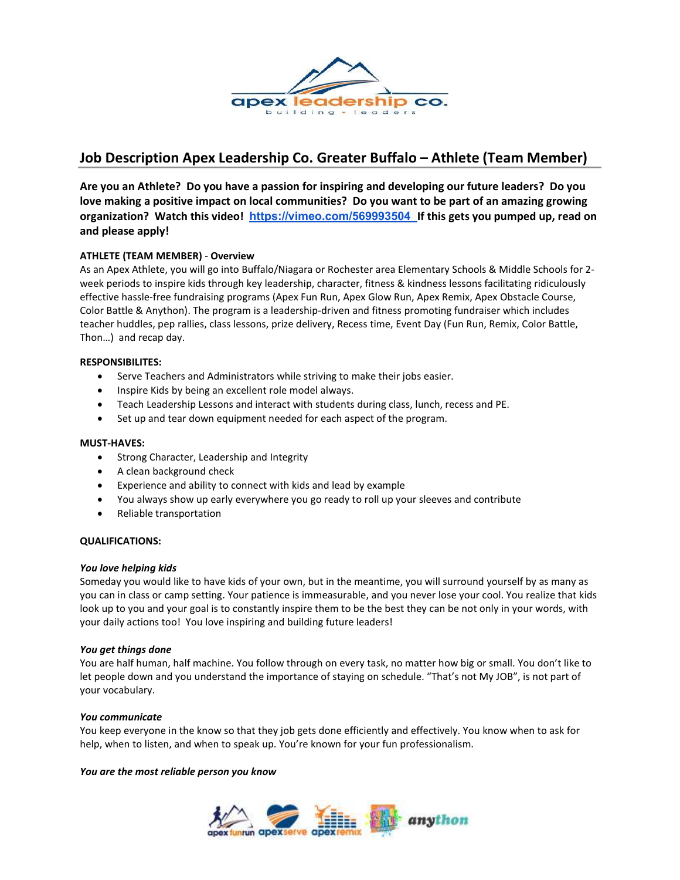# Job Description Apex Leadership Co. Greater Buffalo – Athlete (Team Member)

**Are you an Athlete? Do you have a passion for inspiring and developing our future leaders? Do you love making a positive impact on local communities? Do you want to be part of an amazing growing organization? Watch this video! https://vimeo.com/569993504 If this gets you pumped up, read on and please apply!**

**ATHLETE (TEAM MEMBER)** - **Overview**

As an Apex Athlete, you will go into Buffalo/Niagara or Rochester area Elementary Schools & Middle Schools for 2-week periods to inspire kids through key leadership, character, fitness & kindness lessons facilitating ridiculously effective hassle-free fundraising programs (Apex Fun Run, Apex Glow Run, Apex Remix, Apex Obstacle Course, Color Battle & Anython). The program is a leadership-driven and fitness promoting fundraiser which includes teacher huddles, pep rallies, class lessons, prize delivery, Recess time, Event Day (Fun Run, Remix, Color Battle, Thon…) and recap day.

**RESPONSIBILITES:**

- Serve Teachers and Administrators while striving to make their jobs easier.
- Inspire Kids by being an excellent role model always.
- Teach Leadership Lessons and interact with students during class, lunch, recess and PE.
- Set up and tear down equipment needed for each aspect of the program.

**MUST-HAVES:**

- Strong Character, Leadership and Integrity
- A clean background check
- Experience and ability to connect with kids and lead by example
- You always show up early everywhere you go ready to roll up your sleeves and contribute
- Reliable transportation

**QUALIFICATIONS:**

***You love helping kids***

Someday you would like to have kids of your own, but in the meantime, you will surround yourself by as many as you can in class or camp setting. Your patience is immeasurable, and you never lose your cool. You realize that kids look up to you and your goal is to constantly inspire them to be the best they can be not only in your words, with your daily actions too! You love inspiring and building future leaders!

***You get things done***

You are half human, half machine. You follow through on every task, no matter how big or small. You don't like to let people down and you understand the importance of staying on schedule. "That's not My JOB", is not part of your vocabulary.

***You communicate***

You keep everyone in the know so that they job gets done efficiently and effectively. You know when to ask for help, when to listen, and when to speak up. You're known for your fun professionalism.

***You are the most reliable person you know***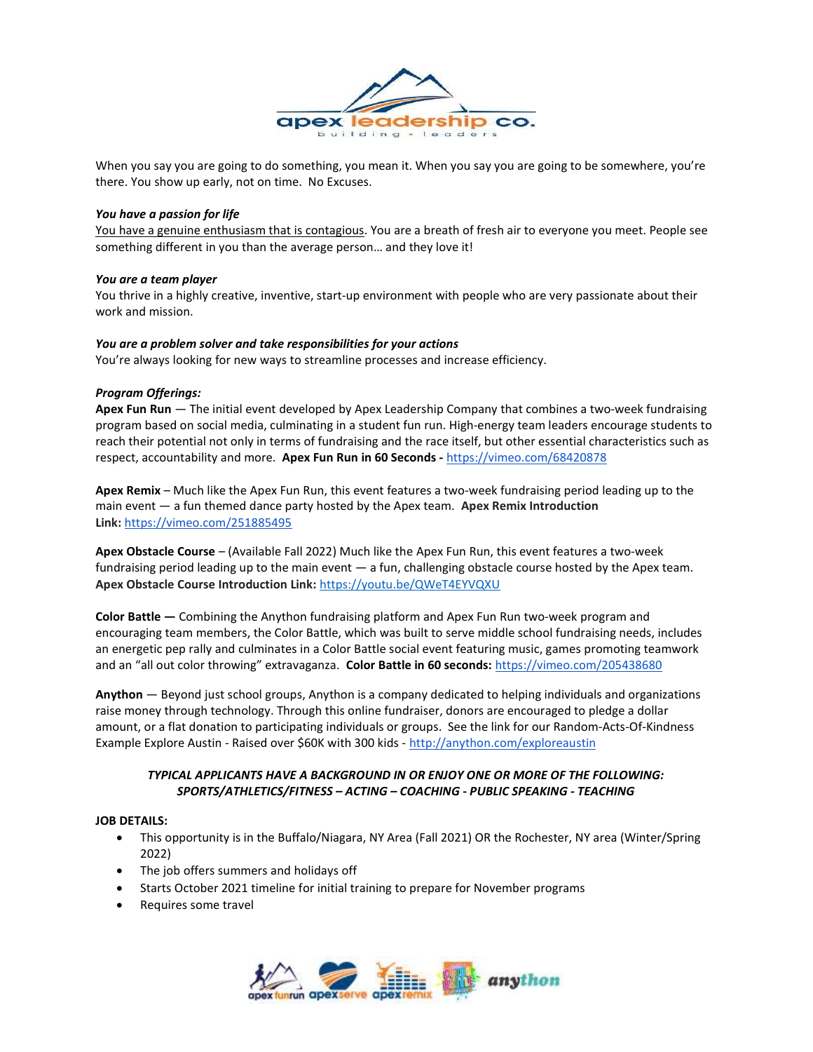When you say you are going to do something, you mean it. When you say you are going to be somewhere, you're there. You show up early, not on time. No Excuses.

***You have a passion for life***
<u>You have a genuine enthusiasm that is contagious</u>. You are a breath of fresh air to everyone you meet. People see something different in you than the average person… and they love it!

***You are a team player***
You thrive in a highly creative, inventive, start-up environment with people who are very passionate about their work and mission.

***You are a problem solver and take responsibilities for your actions***
You're always looking for new ways to streamline processes and increase efficiency.

***Program Offerings:***
**Apex Fun Run** — The initial event developed by Apex Leadership Company that combines a two-week fundraising program based on social media, culminating in a student fun run. High-energy team leaders encourage students to reach their potential not only in terms of fundraising and the race itself, but other essential characteristics such as respect, accountability and more. **Apex Fun Run in 60 Seconds -** https://vimeo.com/68420878

**Apex Remix** – Much like the Apex Fun Run, this event features a two-week fundraising period leading up to the main event — a fun themed dance party hosted by the Apex team. **Apex Remix Introduction Link:** https://vimeo.com/251885495

**Apex Obstacle Course** – (Available Fall 2022) Much like the Apex Fun Run, this event features a two-week fundraising period leading up to the main event — a fun, challenging obstacle course hosted by the Apex team. **Apex Obstacle Course Introduction Link:** https://youtu.be/QWeT4EYVQXU

**Color Battle —** Combining the Anython fundraising platform and Apex Fun Run two-week program and encouraging team members, the Color Battle, which was built to serve middle school fundraising needs, includes an energetic pep rally and culminates in a Color Battle social event featuring music, games promoting teamwork and an "all out color throwing" extravaganza. **Color Battle in 60 seconds:** https://vimeo.com/205438680

**Anython** — Beyond just school groups, Anython is a company dedicated to helping individuals and organizations raise money through technology. Through this online fundraiser, donors are encouraged to pledge a dollar amount, or a flat donation to participating individuals or groups. See the link for our Random-Acts-Of-Kindness Example Explore Austin - Raised over $60K with 300 kids - http://anython.com/exploreaustin

***TYPICAL APPLICANTS HAVE A BACKGROUND IN OR ENJOY ONE OR MORE OF THE FOLLOWING: SPORTS/ATHLETICS/FITNESS – ACTING – COACHING - PUBLIC SPEAKING - TEACHING***

**JOB DETAILS:**

- This opportunity is in the Buffalo/Niagara, NY Area (Fall 2021) OR the Rochester, NY area (Winter/Spring 2022)
- The job offers summers and holidays off
- Starts October 2021 timeline for initial training to prepare for November programs
- Requires some travel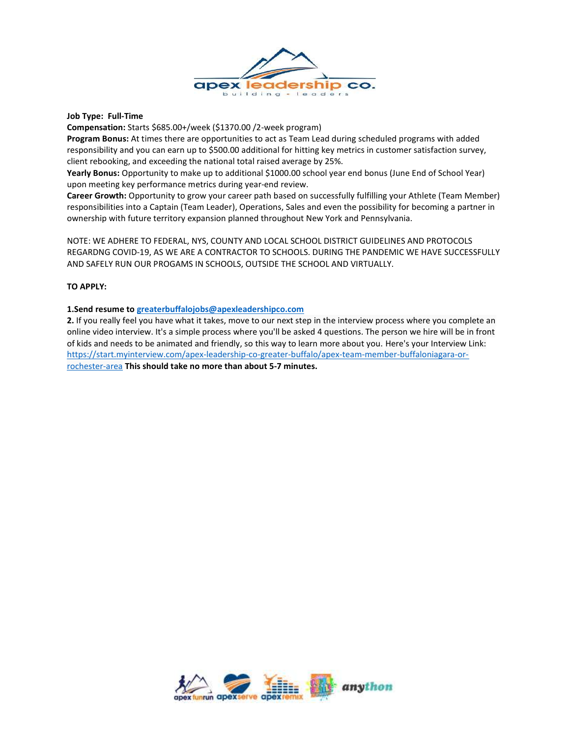**Job Type: Full-Time**

**Compensation:** Starts $685.00+/week ($1370.00 /2-week program)

**Program Bonus:** At times there are opportunities to act as Team Lead during scheduled programs with added responsibility and you can earn up to $500.00 additional for hitting key metrics in customer satisfaction survey, client rebooking, and exceeding the national total raised average by 25%.

**Yearly Bonus:** Opportunity to make up to additional $1000.00 school year end bonus (June End of School Year) upon meeting key performance metrics during year-end review.

**Career Growth:** Opportunity to grow your career path based on successfully fulfilling your Athlete (Team Member) responsibilities into a Captain (Team Leader), Operations, Sales and even the possibility for becoming a partner in ownership with future territory expansion planned throughout New York and Pennsylvania.

NOTE: WE ADHERE TO FEDERAL, NYS, COUNTY AND LOCAL SCHOOL DISTRICT GUIDELINES AND PROTOCOLS REGARDNG COVID-19, AS WE ARE A CONTRACTOR TO SCHOOLS. DURING THE PANDEMIC WE HAVE SUCCESSFULLY AND SAFELY RUN OUR PROGAMS IN SCHOOLS, OUTSIDE THE SCHOOL AND VIRTUALLY.

**TO APPLY:**

**1.Send resume to greaterbuffalojobs@apexleadershipco.com**

**2.** If you really feel you have what it takes, move to our next step in the interview process where you complete an online video interview. It's a simple process where you'll be asked 4 questions. The person we hire will be in front of kids and needs to be animated and friendly, so this way to learn more about you. Here's your Interview Link: https://start.myinterview.com/apex-leadership-co-greater-buffalo/apex-team-member-buffaloniagara-or-rochester-area **This should take no more than about 5-7 minutes.**